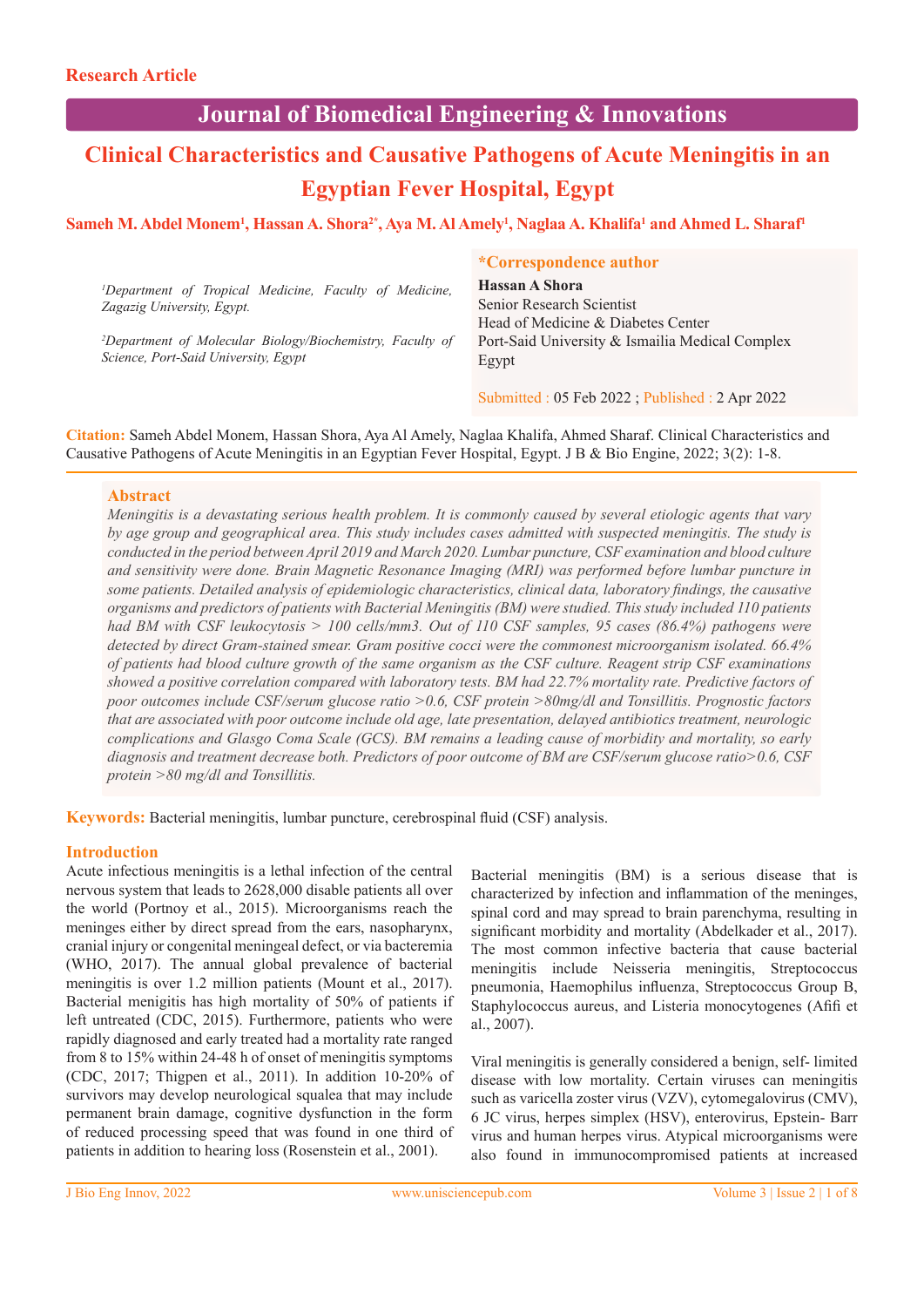Research Article

# Journal of Biomedical Engineering & Innovations

# Clinical Characteristics and Causative Pathogens of Acute Meningitis in an Egyptian Fever Hospital, Egypt

**Sameh M. Abdel Monem[1], Hassan A. Shora[2*], Aya M. Al Amely[1], Naglaa A. Khalifa[1] and Ahmed L. Sharaf[1]**

*[1]Department of Tropical Medicine, Faculty of Medicine, Zagazig University, Egypt.*

*[2]Department of Molecular Biology/Biochemistry, Faculty of Science, Port-Said University, Egypt*

**\*Correspondence author**

**Hassan A Shora**
Senior Research Scientist
Head of Medicine & Diabetes Center
Port-Said University & Ismailia Medical Complex
Egypt

Submitted : 05 Feb 2022 ; Published : 2 Apr 2022

**Citation:** Sameh Abdel Monem, Hassan Shora, Aya Al Amely, Naglaa Khalifa, Ahmed Sharaf. Clinical Characteristics and Causative Pathogens of Acute Meningitis in an Egyptian Fever Hospital, Egypt. J B & Bio Engine, 2022; 3(2): 1-8.

## Abstract

*Meningitis is a devastating serious health problem. It is commonly caused by several etiologic agents that vary by age group and geographical area. This study includes cases admitted with suspected meningitis. The study is conducted in the period between April 2019 and March 2020. Lumbar puncture, CSF examination and blood culture and sensitivity were done. Brain Magnetic Resonance Imaging (MRI) was performed before lumbar puncture in some patients. Detailed analysis of epidemiologic characteristics, clinical data, laboratory findings, the causative organisms and predictors of patients with Bacterial Meningitis (BM) were studied. This study included 110 patients had BM with CSF leukocytosis > 100 cells/mm3. Out of 110 CSF samples, 95 cases (86.4%) pathogens were detected by direct Gram-stained smear. Gram positive cocci were the commonest microorganism isolated. 66.4% of patients had blood culture growth of the same organism as the CSF culture. Reagent strip CSF examinations showed a positive correlation compared with laboratory tests. BM had 22.7% mortality rate. Predictive factors of poor outcomes include CSF/serum glucose ratio >0.6, CSF protein >80mg/dl and Tonsillitis. Prognostic factors that are associated with poor outcome include old age, late presentation, delayed antibiotics treatment, neurologic complications and Glasgo Coma Scale (GCS). BM remains a leading cause of morbidity and mortality, so early diagnosis and treatment decrease both. Predictors of poor outcome of BM are CSF/serum glucose ratio>0.6, CSF protein >80 mg/dl and Tonsillitis.*

**Keywords:** Bacterial meningitis, lumbar puncture, cerebrospinal fluid (CSF) analysis.

## Introduction

Acute infectious meningitis is a lethal infection of the central nervous system that leads to 2628,000 disable patients all over the world (Portnoy et al., 2015). Microorganisms reach the meninges either by direct spread from the ears, nasopharynx, cranial injury or congenital meningeal defect, or via bacteremia (WHO, 2017). The annual global prevalence of bacterial meningitis is over 1.2 million patients (Mount et al., 2017). Bacterial menigitis has high mortality of 50% of patients if left untreated (CDC, 2015). Furthermore, patients who were rapidly diagnosed and early treated had a mortality rate ranged from 8 to 15% within 24-48 h of onset of meningitis symptoms (CDC, 2017; Thigpen et al., 2011). In addition 10-20% of survivors may develop neurological squalea that may include permanent brain damage, cognitive dysfunction in the form of reduced processing speed that was found in one third of patients in addition to hearing loss (Rosenstein et al., 2001).

Bacterial meningitis (BM) is a serious disease that is characterized by infection and inflammation of the meninges, spinal cord and may spread to brain parenchyma, resulting in significant morbidity and mortality (Abdelkader et al., 2017). The most common infective bacteria that cause bacterial meningitis include Neisseria meningitis, Streptococcus pneumonia, Haemophilus influenza, Streptococcus Group B, Staphylococcus aureus, and Listeria monocytogenes (Afifi et al., 2007).

Viral meningitis is generally considered a benign, self- limited disease with low mortality. Certain viruses can meningitis such as varicella zoster virus (VZV), cytomegalovirus (CMV), 6 JC virus, herpes simplex (HSV), enterovirus, Epstein- Barr virus and human herpes virus. Atypical microorganisms were also found in immunocompromised patients at increased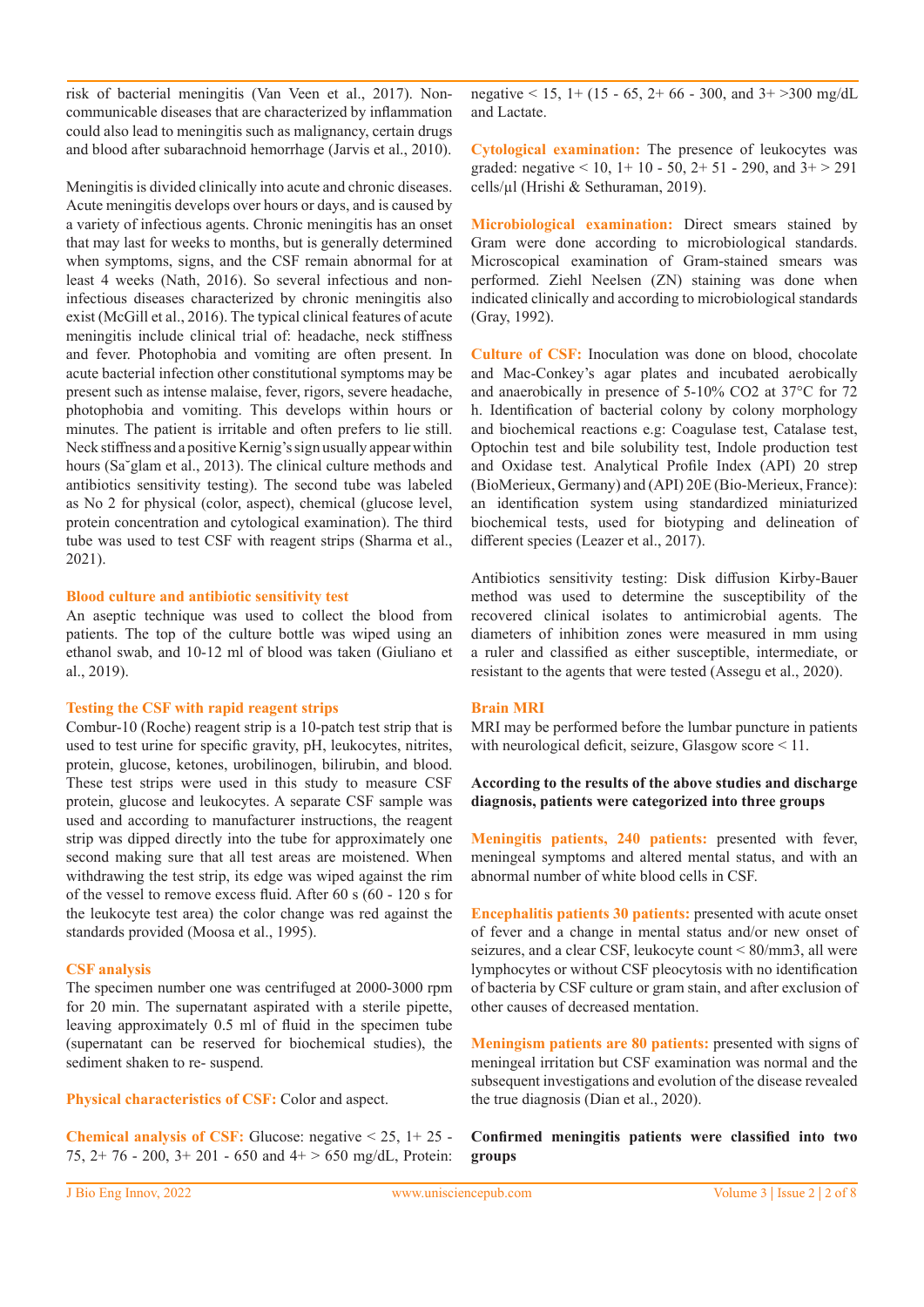risk of bacterial meningitis (Van Veen et al., 2017). Non-communicable diseases that are characterized by inflammation could also lead to meningitis such as malignancy, certain drugs and blood after subarachnoid hemorrhage (Jarvis et al., 2010).

Meningitis is divided clinically into acute and chronic diseases. Acute meningitis develops over hours or days, and is caused by a variety of infectious agents. Chronic meningitis has an onset that may last for weeks to months, but is generally determined when symptoms, signs, and the CSF remain abnormal for at least 4 weeks (Nath, 2016). So several infectious and non-infectious diseases characterized by chronic meningitis also exist (McGill et al., 2016). The typical clinical features of acute meningitis include clinical trial of: headache, neck stiffness and fever. Photophobia and vomiting are often present. In acute bacterial infection other constitutional symptoms may be present such as intense malaise, fever, rigors, severe headache, photophobia and vomiting. This develops within hours or minutes. The patient is irritable and often prefers to lie still. Neck stiffness and a positive Kernig's sign usually appear within hours (Sa˘glam et al., 2013). The clinical culture methods and antibiotics sensitivity testing). The second tube was labeled as No 2 for physical (color, aspect), chemical (glucose level, protein concentration and cytological examination). The third tube was used to test CSF with reagent strips (Sharma et al., 2021).

### Blood culture and antibiotic sensitivity test

An aseptic technique was used to collect the blood from patients. The top of the culture bottle was wiped using an ethanol swab, and 10-12 ml of blood was taken (Giuliano et al., 2019).

### Testing the CSF with rapid reagent strips

Combur-10 (Roche) reagent strip is a 10-patch test strip that is used to test urine for specific gravity, pH, leukocytes, nitrites, protein, glucose, ketones, urobilinogen, bilirubin, and blood. These test strips were used in this study to measure CSF protein, glucose and leukocytes. A separate CSF sample was used and according to manufacturer instructions, the reagent strip was dipped directly into the tube for approximately one second making sure that all test areas are moistened. When withdrawing the test strip, its edge was wiped against the rim of the vessel to remove excess fluid. After 60 s (60 - 120 s for the leukocyte test area) the color change was red against the standards provided (Moosa et al., 1995).

### CSF analysis

The specimen number one was centrifuged at 2000-3000 rpm for 20 min. The supernatant aspirated with a sterile pipette, leaving approximately 0.5 ml of fluid in the specimen tube (supernatant can be reserved for biochemical studies), the sediment shaken to re- suspend.

**Physical characteristics of CSF:** Color and aspect.

**Chemical analysis of CSF:** Glucose: negative < 25, 1+ 25 - 75, 2+ 76 - 200, 3+ 201 - 650 and 4+ > 650 mg/dL, Protein: negative < 15, 1+ (15 - 65, 2+ 66 - 300, and 3+ >300 mg/dL and Lactate.

**Cytological examination:** The presence of leukocytes was graded: negative < 10, 1+ 10 - 50, 2+ 51 - 290, and 3+ > 291 cells/µl (Hrishi & Sethuraman, 2019).

**Microbiological examination:** Direct smears stained by Gram were done according to microbiological standards. Microscopical examination of Gram-stained smears was performed. Ziehl Neelsen (ZN) staining was done when indicated clinically and according to microbiological standards (Gray, 1992).

**Culture of CSF:** Inoculation was done on blood, chocolate and Mac-Conkey's agar plates and incubated aerobically and anaerobically in presence of 5-10% $CO_2$ at 37°C for 72 h. Identification of bacterial colony by colony morphology and biochemical reactions e.g: Coagulase test, Catalase test, Optochin test and bile solubility test, Indole production test and Oxidase test. Analytical Profile Index (API) 20 strep (BioMerieux, Germany) and (API) 20E (Bio-Merieux, France): an identification system using standardized miniaturized biochemical tests, used for biotyping and delineation of different species (Leazer et al., 2017).

Antibiotics sensitivity testing: Disk diffusion Kirby-Bauer method was used to determine the susceptibility of the recovered clinical isolates to antimicrobial agents. The diameters of inhibition zones were measured in mm using a ruler and classified as either susceptible, intermediate, or resistant to the agents that were tested (Assegu et al., 2020).

### Brain MRI

MRI may be performed before the lumbar puncture in patients with neurological deficit, seizure, Glasgow score < 11.

**According to the results of the above studies and discharge diagnosis, patients were categorized into three groups**

**Meningitis patients, 240 patients:** presented with fever, meningeal symptoms and altered mental status, and with an abnormal number of white blood cells in CSF.

**Encephalitis patients 30 patients:** presented with acute onset of fever and a change in mental status and/or new onset of seizures, and a clear CSF, leukocyte count < 80/mm3, all were lymphocytes or without CSF pleocytosis with no identification of bacteria by CSF culture or gram stain, and after exclusion of other causes of decreased mentation.

**Meningism patients are 80 patients:** presented with signs of meningeal irritation but CSF examination was normal and the subsequent investigations and evolution of the disease revealed the true diagnosis (Dian et al., 2020).

**Confirmed meningitis patients were classified into two groups**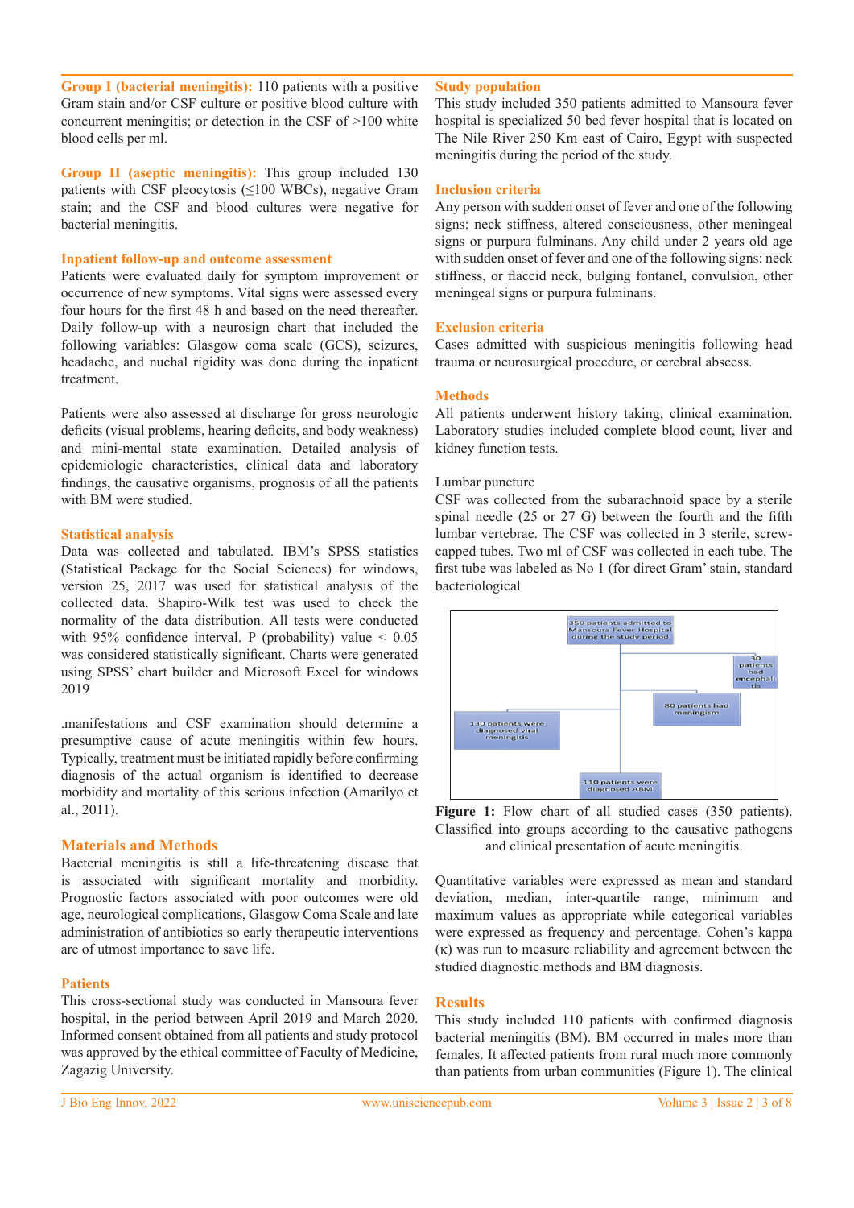**Group I (bacterial meningitis):** 110 patients with a positive Gram stain and/or CSF culture or positive blood culture with concurrent meningitis; or detection in the CSF of >100 white blood cells per ml.

**Group II (aseptic meningitis):** This group included 130 patients with CSF pleocytosis (≤100 WBCs), negative Gram stain; and the CSF and blood cultures were negative for bacterial meningitis.

### Inpatient follow-up and outcome assessment

Patients were evaluated daily for symptom improvement or occurrence of new symptoms. Vital signs were assessed every four hours for the first 48 h and based on the need thereafter. Daily follow-up with a neurosign chart that included the following variables: Glasgow coma scale (GCS), seizures, headache, and nuchal rigidity was done during the inpatient treatment.

Patients were also assessed at discharge for gross neurologic deficits (visual problems, hearing deficits, and body weakness) and mini-mental state examination. Detailed analysis of epidemiologic characteristics, clinical data and laboratory findings, the causative organisms, prognosis of all the patients with BM were studied.

### Statistical analysis

Data was collected and tabulated. IBM's SPSS statistics (Statistical Package for the Social Sciences) for windows, version 25, 2017 was used for statistical analysis of the collected data. Shapiro-Wilk test was used to check the normality of the data distribution. All tests were conducted with 95% confidence interval. P (probability) value < 0.05 was considered statistically significant. Charts were generated using SPSS' chart builder and Microsoft Excel for windows 2019

.manifestations and CSF examination should determine a presumptive cause of acute meningitis within few hours. Typically, treatment must be initiated rapidly before confirming diagnosis of the actual organism is identified to decrease morbidity and mortality of this serious infection (Amarilyo et al., 2011).

## Materials and Methods

Bacterial meningitis is still a life-threatening disease that is associated with significant mortality and morbidity. Prognostic factors associated with poor outcomes were old age, neurological complications, Glasgow Coma Scale and late administration of antibiotics so early therapeutic interventions are of utmost importance to save life.

### Patients

This cross-sectional study was conducted in Mansoura fever hospital, in the period between April 2019 and March 2020. Informed consent obtained from all patients and study protocol was approved by the ethical committee of Faculty of Medicine, Zagazig University.

### Study population

This study included 350 patients admitted to Mansoura fever hospital is specialized 50 bed fever hospital that is located on The Nile River 250 Km east of Cairo, Egypt with suspected meningitis during the period of the study.

### Inclusion criteria

Any person with sudden onset of fever and one of the following signs: neck stiffness, altered consciousness, other meningeal signs or purpura fulminans. Any child under 2 years old age with sudden onset of fever and one of the following signs: neck stiffness, or flaccid neck, bulging fontanel, convulsion, other meningeal signs or purpura fulminans.

### Exclusion criteria

Cases admitted with suspicious meningitis following head trauma or neurosurgical procedure, or cerebral abscess.

### Methods

All patients underwent history taking, clinical examination. Laboratory studies included complete blood count, liver and kidney function tests.

Lumbar puncture

CSF was collected from the subarachnoid space by a sterile spinal needle (25 or 27 G) between the fourth and the fifth lumbar vertebrae. The CSF was collected in 3 sterile, screw-capped tubes. Two ml of CSF was collected in each tube. The first tube was labeled as No 1 (for direct Gram' stain, standard bacteriological

**Figure 1:** Flow chart of all studied cases (350 patients). Classified into groups according to the causative pathogens and clinical presentation of acute meningitis.

Quantitative variables were expressed as mean and standard deviation, median, inter-quartile range, minimum and maximum values as appropriate while categorical variables were expressed as frequency and percentage. Cohen's kappa (κ) was run to measure reliability and agreement between the studied diagnostic methods and BM diagnosis.

## Results

This study included 110 patients with confirmed diagnosis bacterial meningitis (BM). BM occurred in males more than females. It affected patients from rural much more commonly than patients from urban communities (Figure 1). The clinical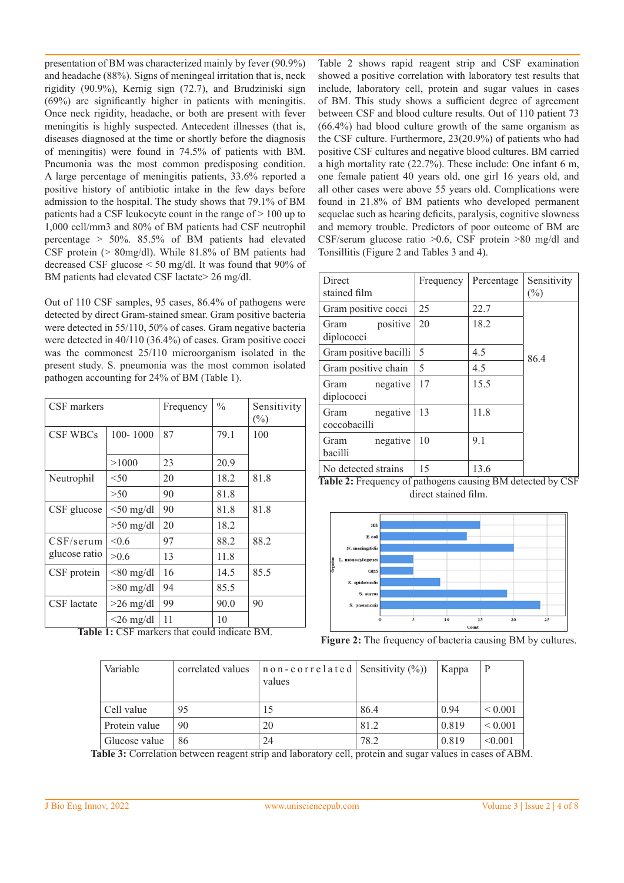presentation of BM was characterized mainly by fever (90.9%) and headache (88%). Signs of meningeal irritation that is, neck rigidity (90.9%), Kernig sign (72.7), and Brudziniski sign (69%) are significantly higher in patients with meningitis. Once neck rigidity, headache, or both are present with fever meningitis is highly suspected. Antecedent illnesses (that is, diseases diagnosed at the time or shortly before the diagnosis of meningitis) were found in 74.5% of patients with BM. Pneumonia was the most common predisposing condition. A large percentage of meningitis patients, 33.6% reported a positive history of antibiotic intake in the few days before admission to the hospital. The study shows that 79.1% of BM patients had a CSF leukocyte count in the range of > 100 up to 1,000 cell/mm3 and 80% of BM patients had CSF neutrophil percentage > 50%. 85.5% of BM patients had elevated CSF protein (> 80mg/dl). While 81.8% of BM patients had decreased CSF glucose < 50 mg/dl. It was found that 90% of BM patients had elevated CSF lactate> 26 mg/dl.

Out of 110 CSF samples, 95 cases, 86.4% of pathogens were detected by direct Gram-stained smear. Gram positive bacteria were detected in 55/110, 50% of cases. Gram negative bacteria were detected in 40/110 (36.4%) of cases. Gram positive cocci was the commonest 25/110 microorganism isolated in the present study. S. pneumonia was the most common isolated pathogen accounting for 24% of BM (Table 1).

| CSF markers | | Frequency | % | Sensitivity (%) |
|---|---|---|---|---|
| CSF WBCs | 100- 1000 | 87 | 79.1 | 100 |
| | >1000 | 23 | 20.9 | |
| Neutrophil | <50 | 20 | 18.2 | 81.8 |
| | >50 | 90 | 81.8 | |
| CSF glucose | <50 mg/dl | 90 | 81.8 | 81.8 |
| | >50 mg/dl | 20 | 18.2 | |
| CSF/serum glucose ratio | <0.6 | 97 | 88.2 | 88.2 |
| | >0.6 | 13 | 11.8 | |
| CSF protein | <80 mg/dl | 16 | 14.5 | 85.5 |
| | >80 mg/dl | 94 | 85.5 | |
| CSF lactate | >26 mg/dl | 99 | 90.0 | 90 |
| | <26 mg/dl | 11 | 10 | |

**Table 1:** CSF markers that could indicate BM.

Table 2 shows rapid reagent strip and CSF examination showed a positive correlation with laboratory test results that include, laboratory cell, protein and sugar values in cases of BM. This study shows a sufficient degree of agreement between CSF and blood culture results. Out of 110 patient 73 (66.4%) had blood culture growth of the same organism as the CSF culture. Furthermore, 23(20.9%) of patients who had positive CSF cultures and negative blood cultures. BM carried a high mortality rate (22.7%). These include: One infant 6 m, one female patient 40 years old, one girl 16 years old, and all other cases were above 55 years old. Complications were found in 21.8% of BM patients who developed permanent sequelae such as hearing deficits, paralysis, cognitive slowness and memory trouble. Predictors of poor outcome of BM are CSF/serum glucose ratio >0.6, CSF protein >80 mg/dl and Tonsillitis (Figure 2 and Tables 3 and 4).

| Direct stained film | Frequency | Percentage | Sensitivity (%) |
|---|---|---|---|
| Gram positive cocci | 25 | 22.7 | 86.4 |
| Gram positive diplococci | 20 | 18.2 | |
| Gram positive bacilli | 5 | 4.5 | |
| Gram positive chain | 5 | 4.5 | |
| Gram negative diplococci | 17 | 15.5 | |
| Gram negative coccobacilli | 13 | 11.8 | |
| Gram negative bacilli | 10 | 9.1 | |
| No detected strains | 15 | 13.6 | |

**Table 2:** Frequency of pathogens causing BM detected by CSF direct stained film.

**Figure 2:** The frequency of bacteria causing BM by cultures.

| Variable | correlated values | non-correlated values | Sensitivity (%)) | Kappa | P |
|---|---|---|---|---|---|
| Cell value | 95 | 15 | 86.4 | 0.94 | < 0.001 |
| Protein value | 90 | 20 | 81.2 | 0.819 | < 0.001 |
| Glucose value | 86 | 24 | 78.2 | 0.819 | <0.001 |

**Table 3:** Correlation between reagent strip and laboratory cell, protein and sugar values in cases of ABM.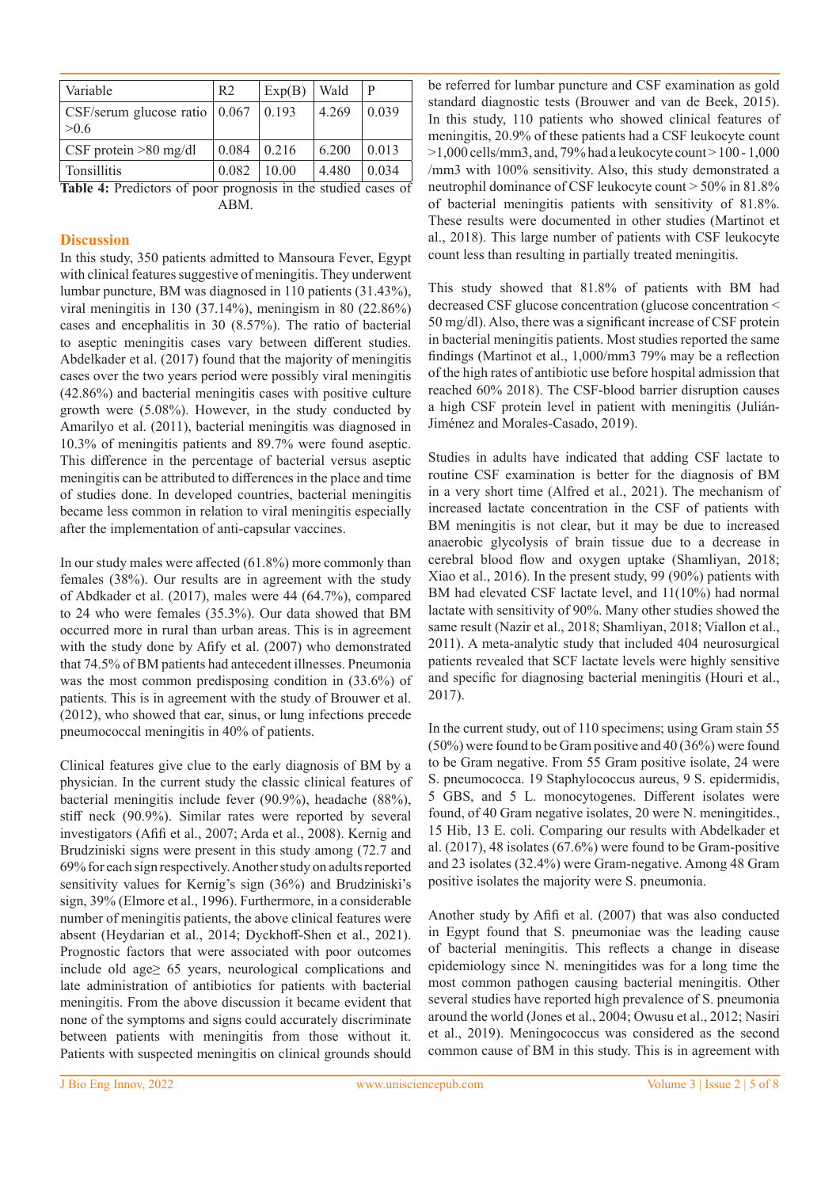| Variable | R2 | Exp(B) | Wald | P |
|---|---|---|---|---|
| CSF/serum glucose ratio >0.6 | 0.067 | 0.193 | 4.269 | 0.039 |
| CSF protein >80 mg/dl | 0.084 | 0.216 | 6.200 | 0.013 |
| Tonsillitis | 0.082 | 10.00 | 4.480 | 0.034 |

**Table 4:** Predictors of poor prognosis in the studied cases of ABM.

## Discussion

In this study, 350 patients admitted to Mansoura Fever, Egypt with clinical features suggestive of meningitis. They underwent lumbar puncture, BM was diagnosed in 110 patients (31.43%), viral meningitis in 130 (37.14%), meningism in 80 (22.86%) cases and encephalitis in 30 (8.57%). The ratio of bacterial to aseptic meningitis cases vary between different studies. Abdelkader et al. (2017) found that the majority of meningitis cases over the two years period were possibly viral meningitis (42.86%) and bacterial meningitis cases with positive culture growth were (5.08%). However, in the study conducted by Amarilyo et al. (2011), bacterial meningitis was diagnosed in 10.3% of meningitis patients and 89.7% were found aseptic. This difference in the percentage of bacterial versus aseptic meningitis can be attributed to differences in the place and time of studies done. In developed countries, bacterial meningitis became less common in relation to viral meningitis especially after the implementation of anti-capsular vaccines.

In our study males were affected (61.8%) more commonly than females (38%). Our results are in agreement with the study of Abdkader et al. (2017), males were 44 (64.7%), compared to 24 who were females (35.3%). Our data showed that BM occurred more in rural than urban areas. This is in agreement with the study done by Afify et al. (2007) who demonstrated that 74.5% of BM patients had antecedent illnesses. Pneumonia was the most common predisposing condition in (33.6%) of patients. This is in agreement with the study of Brouwer et al. (2012), who showed that ear, sinus, or lung infections precede pneumococcal meningitis in 40% of patients.

Clinical features give clue to the early diagnosis of BM by a physician. In the current study the classic clinical features of bacterial meningitis include fever (90.9%), headache (88%), stiff neck (90.9%). Similar rates were reported by several investigators (Afifi et al., 2007; Arda et al., 2008). Kernig and Brudziniski signs were present in this study among (72.7 and 69% for each sign respectively. Another study on adults reported sensitivity values for Kernig's sign (36%) and Brudziniski's sign, 39% (Elmore et al., 1996). Furthermore, in a considerable number of meningitis patients, the above clinical features were absent (Heydarian et al., 2014; Dyckhoff-Shen et al., 2021). Prognostic factors that were associated with poor outcomes include old age≥ 65 years, neurological complications and late administration of antibiotics for patients with bacterial meningitis. From the above discussion it became evident that none of the symptoms and signs could accurately discriminate between patients with meningitis from those without it. Patients with suspected meningitis on clinical grounds should be referred for lumbar puncture and CSF examination as gold standard diagnostic tests (Brouwer and van de Beek, 2015). In this study, 110 patients who showed clinical features of meningitis, 20.9% of these patients had a CSF leukocyte count >1,000 cells/mm3, and, 79% had a leukocyte count > 100 - 1,000 /mm3 with 100% sensitivity. Also, this study demonstrated a neutrophil dominance of CSF leukocyte count > 50% in 81.8% of bacterial meningitis patients with sensitivity of 81.8%. These results were documented in other studies (Martinot et al., 2018). This large number of patients with CSF leukocyte count less than resulting in partially treated meningitis.

This study showed that 81.8% of patients with BM had decreased CSF glucose concentration (glucose concentration < 50 mg/dl). Also, there was a significant increase of CSF protein in bacterial meningitis patients. Most studies reported the same findings (Martinot et al., 1,000/mm3 79% may be a reflection of the high rates of antibiotic use before hospital admission that reached 60% 2018). The CSF-blood barrier disruption causes a high CSF protein level in patient with meningitis (Julián-Jiménez and Morales-Casado, 2019).

Studies in adults have indicated that adding CSF lactate to routine CSF examination is better for the diagnosis of BM in a very short time (Alfred et al., 2021). The mechanism of increased lactate concentration in the CSF of patients with BM meningitis is not clear, but it may be due to increased anaerobic glycolysis of brain tissue due to a decrease in cerebral blood flow and oxygen uptake (Shamliyan, 2018; Xiao et al., 2016). In the present study, 99 (90%) patients with BM had elevated CSF lactate level, and 11(10%) had normal lactate with sensitivity of 90%. Many other studies showed the same result (Nazir et al., 2018; Shamliyan, 2018; Viallon et al., 2011). A meta-analytic study that included 404 neurosurgical patients revealed that SCF lactate levels were highly sensitive and specific for diagnosing bacterial meningitis (Houri et al., 2017).

In the current study, out of 110 specimens; using Gram stain 55 (50%) were found to be Gram positive and 40 (36%) were found to be Gram negative. From 55 Gram positive isolate, 24 were S. pneumococca. 19 Staphylococcus aureus, 9 S. epidermidis, 5 GBS, and 5 L. monocytogenes. Different isolates were found, of 40 Gram negative isolates, 20 were N. meningitides., 15 Hib, 13 E. coli. Comparing our results with Abdelkader et al. (2017), 48 isolates (67.6%) were found to be Gram-positive and 23 isolates (32.4%) were Gram-negative. Among 48 Gram positive isolates the majority were S. pneumonia.

Another study by Afifi et al. (2007) that was also conducted in Egypt found that S. pneumoniae was the leading cause of bacterial meningitis. This reflects a change in disease epidemiology since N. meningitides was for a long time the most common pathogen causing bacterial meningitis. Other several studies have reported high prevalence of S. pneumonia around the world (Jones et al., 2004; Owusu et al., 2012; Nasiri et al., 2019). Meningococcus was considered as the second common cause of BM in this study. This is in agreement with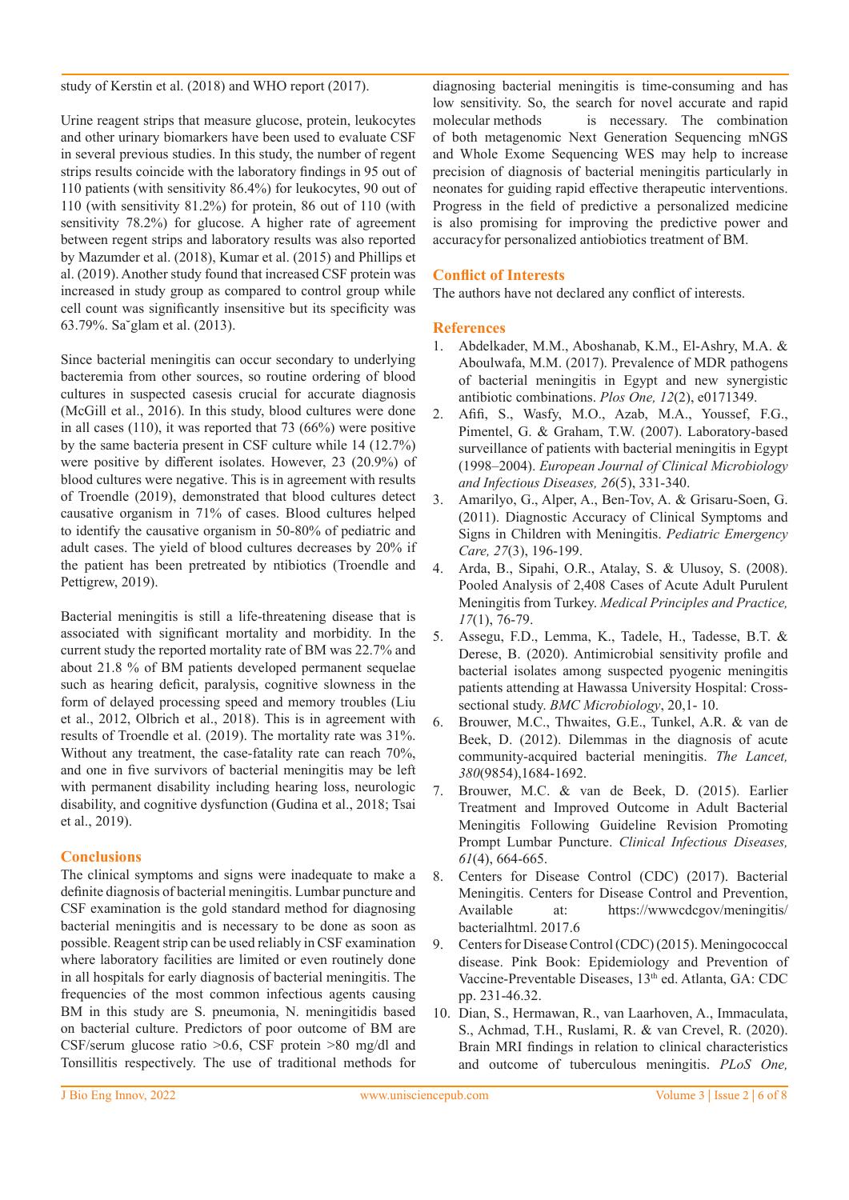study of Kerstin et al. (2018) and WHO report (2017).

Urine reagent strips that measure glucose, protein, leukocytes and other urinary biomarkers have been used to evaluate CSF in several previous studies. In this study, the number of regent strips results coincide with the laboratory findings in 95 out of 110 patients (with sensitivity 86.4%) for leukocytes, 90 out of 110 (with sensitivity 81.2%) for protein, 86 out of 110 (with sensitivity 78.2%) for glucose. A higher rate of agreement between regent strips and laboratory results was also reported by Mazumder et al. (2018), Kumar et al. (2015) and Phillips et al. (2019). Another study found that increased CSF protein was increased in study group as compared to control group while cell count was significantly insensitive but its specificity was 63.79%. Sa˘glam et al. (2013).

Since bacterial meningitis can occur secondary to underlying bacteremia from other sources, so routine ordering of blood cultures in suspected casesis crucial for accurate diagnosis (McGill et al., 2016). In this study, blood cultures were done in all cases (110), it was reported that 73 (66%) were positive by the same bacteria present in CSF culture while 14 (12.7%) were positive by different isolates. However, 23 (20.9%) of blood cultures were negative. This is in agreement with results of Troendle (2019), demonstrated that blood cultures detect causative organism in 71% of cases. Blood cultures helped to identify the causative organism in 50-80% of pediatric and adult cases. The yield of blood cultures decreases by 20% if the patient has been pretreated by ntibiotics (Troendle and Pettigrew, 2019).

Bacterial meningitis is still a life-threatening disease that is associated with significant mortality and morbidity. In the current study the reported mortality rate of BM was 22.7% and about 21.8 % of BM patients developed permanent sequelae such as hearing deficit, paralysis, cognitive slowness in the form of delayed processing speed and memory troubles (Liu et al., 2012, Olbrich et al., 2018). This is in agreement with results of Troendle et al. (2019). The mortality rate was 31%. Without any treatment, the case-fatality rate can reach 70%, and one in five survivors of bacterial meningitis may be left with permanent disability including hearing loss, neurologic disability, and cognitive dysfunction (Gudina et al., 2018; Tsai et al., 2019).

## Conclusions

The clinical symptoms and signs were inadequate to make a definite diagnosis of bacterial meningitis. Lumbar puncture and CSF examination is the gold standard method for diagnosing bacterial meningitis and is necessary to be done as soon as possible. Reagent strip can be used reliably in CSF examination where laboratory facilities are limited or even routinely done in all hospitals for early diagnosis of bacterial meningitis. The frequencies of the most common infectious agents causing BM in this study are S. pneumonia, N. meningitidis based on bacterial culture. Predictors of poor outcome of BM are CSF/serum glucose ratio >0.6, CSF protein >80 mg/dl and Tonsillitis respectively. The use of traditional methods for diagnosing bacterial meningitis is time-consuming and has low sensitivity. So, the search for novel accurate and rapid molecular methods is necessary. The combination of both metagenomic Next Generation Sequencing mNGS and Whole Exome Sequencing WES may help to increase precision of diagnosis of bacterial meningitis particularly in neonates for guiding rapid effective therapeutic interventions. Progress in the field of predictive a personalized medicine is also promising for improving the predictive power and accuracyfor personalized antiobiotics treatment of BM.

## Conflict of Interests

The authors have not declared any conflict of interests.

## References

1. Abdelkader, M.M., Aboshanab, K.M., El-Ashry, M.A. & Aboulwafa, M.M. (2017). Prevalence of MDR pathogens of bacterial meningitis in Egypt and new synergistic antibiotic combinations. *Plos One, 12*(2), e0171349.
2. Afifi, S., Wasfy, M.O., Azab, M.A., Youssef, F.G., Pimentel, G. & Graham, T.W. (2007). Laboratory-based surveillance of patients with bacterial meningitis in Egypt (1998–2004). *European Journal of Clinical Microbiology and Infectious Diseases, 26*(5), 331-340.
3. Amarilyo, G., Alper, A., Ben-Tov, A. & Grisaru-Soen, G. (2011). Diagnostic Accuracy of Clinical Symptoms and Signs in Children with Meningitis. *Pediatric Emergency Care, 27*(3), 196-199.
4. Arda, B., Sipahi, O.R., Atalay, S. & Ulusoy, S. (2008). Pooled Analysis of 2,408 Cases of Acute Adult Purulent Meningitis from Turkey. *Medical Principles and Practice, 17*(1), 76-79.
5. Assegu, F.D., Lemma, K., Tadele, H., Tadesse, B.T. & Derese, B. (2020). Antimicrobial sensitivity profile and bacterial isolates among suspected pyogenic meningitis patients attending at Hawassa University Hospital: Cross-sectional study. *BMC Microbiology*, 20,1- 10.
6. Brouwer, M.C., Thwaites, G.E., Tunkel, A.R. & van de Beek, D. (2012). Dilemmas in the diagnosis of acute community-acquired bacterial meningitis. *The Lancet, 380*(9854),1684-1692.
7. Brouwer, M.C. & van de Beek, D. (2015). Earlier Treatment and Improved Outcome in Adult Bacterial Meningitis Following Guideline Revision Promoting Prompt Lumbar Puncture. *Clinical Infectious Diseases, 61*(4), 664-665.
8. Centers for Disease Control (CDC) (2017). Bacterial Meningitis. Centers for Disease Control and Prevention, Available at: https://wwwcdcgov/meningitis/bacterialhtml. 2017.6
9. Centers for Disease Control (CDC) (2015). Meningococcal disease. Pink Book: Epidemiology and Prevention of Vaccine-Preventable Diseases, 13th ed. Atlanta, GA: CDC pp. 231-46.32.
10. Dian, S., Hermawan, R., van Laarhoven, A., Immaculata, S., Achmad, T.H., Ruslami, R. & van Crevel, R. (2020). Brain MRI findings in relation to clinical characteristics and outcome of tuberculous meningitis. *PLoS One,*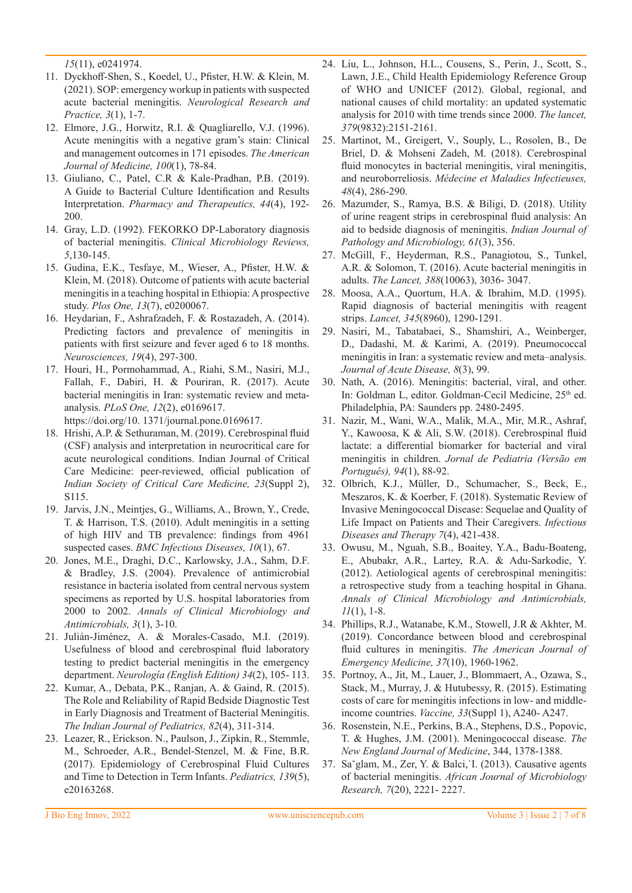*15*(11), e0241974.

11. Dyckhoff-Shen, S., Koedel, U., Pfister, H.W. & Klein, M. (2021). SOP: emergency workup in patients with suspected acute bacterial meningitis. *Neurological Research and Practice, 3*(1), 1-7.
12. Elmore, J.G., Horwitz, R.I. & Quagliarello, V.J. (1996). Acute meningitis with a negative gram's stain: Clinical and management outcomes in 171 episodes. *The American Journal of Medicine, 100*(1), 78-84.
13. Giuliano, C., Patel, C.R & Kale-Pradhan, P.B. (2019). A Guide to Bacterial Culture Identification and Results Interpretation. *Pharmacy and Therapeutics, 44*(4), 192-200.
14. Gray, L.D. (1992). FEKORKO DP-Laboratory diagnosis of bacterial meningitis. *Clinical Microbiology Reviews, 5*,130-145.
15. Gudina, E.K., Tesfaye, M., Wieser, A., Pfister, H.W. & Klein, M. (2018). Outcome of patients with acute bacterial meningitis in a teaching hospital in Ethiopia: A prospective study. *Plos One, 13*(7), e0200067.
16. Heydarian, F., Ashrafzadeh, F. & Rostazadeh, A. (2014). Predicting factors and prevalence of meningitis in patients with first seizure and fever aged 6 to 18 months. *Neurosciences, 19*(4), 297-300.
17. Houri, H., Pormohammad, A., Riahi, S.M., Nasiri, M.J., Fallah, F., Dabiri, H. & Pouriran, R. (2017). Acute bacterial meningitis in Iran: systematic review and meta-analysis. *PLoS One, 12*(2), e0169617. https://doi.org/10. 1371/journal.pone.0169617.
18. Hrishi, A.P. & Sethuraman, M. (2019). Cerebrospinal fluid (CSF) analysis and interpretation in neurocritical care for acute neurological conditions. Indian Journal of Critical Care Medicine: peer-reviewed, official publication of *Indian Society of Critical Care Medicine, 23*(Suppl 2), S115.
19. Jarvis, J.N., Meintjes, G., Williams, A., Brown, Y., Crede, T. & Harrison, T.S. (2010). Adult meningitis in a setting of high HIV and TB prevalence: findings from 4961 suspected cases. *BMC Infectious Diseases, 10*(1), 67.
20. Jones, M.E., Draghi, D.C., Karlowsky, J.A., Sahm, D.F. & Bradley, J.S. (2004). Prevalence of antimicrobial resistance in bacteria isolated from central nervous system specimens as reported by U.S. hospital laboratories from 2000 to 2002. *Annals of Clinical Microbiology and Antimicrobials, 3*(1), 3-10.
21. Julián-Jiménez, A. & Morales-Casado, M.I. (2019). Usefulness of blood and cerebrospinal fluid laboratory testing to predict bacterial meningitis in the emergency department. *Neurología (English Edition) 34*(2), 105- 113.
22. Kumar, A., Debata, P.K., Ranjan, A. & Gaind, R. (2015). The Role and Reliability of Rapid Bedside Diagnostic Test in Early Diagnosis and Treatment of Bacterial Meningitis. *The Indian Journal of Pediatrics, 82*(4), 311-314.
23. Leazer, R., Erickson. N., Paulson, J., Zipkin, R., Stemmle, M., Schroeder, A.R., Bendel-Stenzel, M. & Fine, B.R. (2017). Epidemiology of Cerebrospinal Fluid Cultures and Time to Detection in Term Infants. *Pediatrics, 139*(5), e20163268.
24. Liu, L., Johnson, H.L., Cousens, S., Perin, J., Scott, S., Lawn, J.E., Child Health Epidemiology Reference Group of WHO and UNICEF (2012). Global, regional, and national causes of child mortality: an updated systematic analysis for 2010 with time trends since 2000. *The lancet, 379*(9832):2151-2161.
25. Martinot, M., Greigert, V., Souply, L., Rosolen, B., De Briel, D. & Mohseni Zadeh, M. (2018). Cerebrospinal fluid monocytes in bacterial meningitis, viral meningitis, and neuroborreliosis. *Médecine et Maladies Infectieuses, 48*(4), 286-290.
26. Mazumder, S., Ramya, B.S. & Biligi, D. (2018). Utility of urine reagent strips in cerebrospinal fluid analysis: An aid to bedside diagnosis of meningitis. *Indian Journal of Pathology and Microbiology, 61*(3), 356.
27. McGill, F., Heyderman, R.S., Panagiotou, S., Tunkel, A.R. & Solomon, T. (2016). Acute bacterial meningitis in adults. *The Lancet, 388*(10063), 3036- 3047.
28. Moosa, A.A., Quortum, H.A. & Ibrahim, M.D. (1995). Rapid diagnosis of bacterial meningitis with reagent strips. *Lancet, 345*(8960), 1290-1291.
29. Nasiri, M., Tabatabaei, S., Shamshiri, A., Weinberger, D., Dadashi, M. & Karimi, A. (2019). Pneumococcal meningitis in Iran: a systematic review and meta–analysis. *Journal of Acute Disease, 8*(3), 99.
30. Nath, A. (2016). Meningitis: bacterial, viral, and other. In: Goldman L, editor. Goldman-Cecil Medicine, 25th ed. Philadelphia, PA: Saunders pp. 2480-2495.
31. Nazir, M., Wani, W.A., Malik, M.A., Mir, M.R., Ashraf, Y., Kawoosa, K & Ali, S.W. (2018). Cerebrospinal fluid lactate: a differential biomarker for bacterial and viral meningitis in children. *Jornal de Pediatria (Versão em Português), 94*(1), 88-92.
32. Olbrich, K.J., Müller, D., Schumacher, S., Beck, E., Meszaros, K. & Koerber, F. (2018). Systematic Review of Invasive Meningococcal Disease: Sequelae and Quality of Life Impact on Patients and Their Caregivers. *Infectious Diseases and Therapy 7*(4), 421-438.
33. Owusu, M., Nguah, S.B., Boaitey, Y.A., Badu-Boateng, E., Abubakr, A.R., Lartey, R.A. & Adu-Sarkodie, Y. (2012). Aetiological agents of cerebrospinal meningitis: a retrospective study from a teaching hospital in Ghana. *Annals of Clinical Microbiology and Antimicrobials, 11*(1), 1-8.
34. Phillips, R.J., Watanabe, K.M., Stowell, J.R & Akhter, M. (2019). Concordance between blood and cerebrospinal fluid cultures in meningitis. *The American Journal of Emergency Medicine, 37*(10), 1960-1962.
35. Portnoy, A., Jit, M., Lauer, J., Blommaert, A., Ozawa, S., Stack, M., Murray, J. & Hutubessy, R. (2015). Estimating costs of care for meningitis infections in low- and middle-income countries. *Vaccine, 33*(Suppl 1), A240- A247.
36. Rosenstein, N.E., Perkins, B.A., Stephens, D.S., Popovic, T. & Hughes, J.M. (2001). Meningococcal disease. *The New England Journal of Medicine*, 344, 1378-1388.
37. Sağlam, M., Zer, Y. & Balci, İ. (2013). Causative agents of bacterial meningitis. *African Journal of Microbiology Research, 7*(20), 2221- 2227.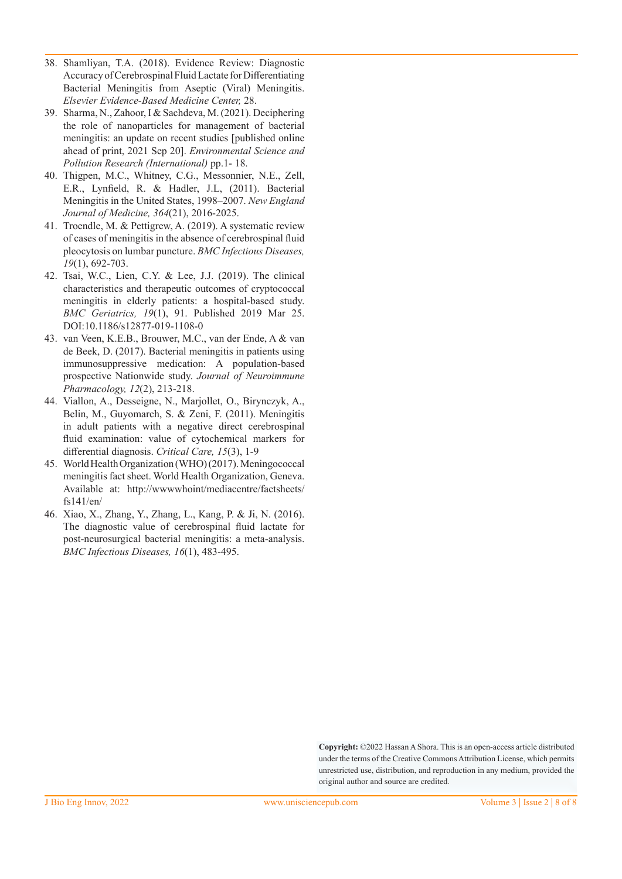38. Shamliyan, T.A. (2018). Evidence Review: Diagnostic Accuracy of Cerebrospinal Fluid Lactate for Differentiating Bacterial Meningitis from Aseptic (Viral) Meningitis. *Elsevier Evidence-Based Medicine Center,* 28.
39. Sharma, N., Zahoor, I & Sachdeva, M. (2021). Deciphering the role of nanoparticles for management of bacterial meningitis: an update on recent studies [published online ahead of print, 2021 Sep 20]. *Environmental Science and Pollution Research (International)* pp.1- 18.
40. Thigpen, M.C., Whitney, C.G., Messonnier, N.E., Zell, E.R., Lynfield, R. & Hadler, J.L, (2011). Bacterial Meningitis in the United States, 1998–2007. *New England Journal of Medicine, 364*(21), 2016-2025.
41. Troendle, M. & Pettigrew, A. (2019). A systematic review of cases of meningitis in the absence of cerebrospinal fluid pleocytosis on lumbar puncture. *BMC Infectious Diseases, 19*(1), 692-703.
42. Tsai, W.C., Lien, C.Y. & Lee, J.J. (2019). The clinical characteristics and therapeutic outcomes of cryptococcal meningitis in elderly patients: a hospital-based study. *BMC Geriatrics, 19*(1), 91. Published 2019 Mar 25. DOI:10.1186/s12877-019-1108-0
43. van Veen, K.E.B., Brouwer, M.C., van der Ende, A & van de Beek, D. (2017). Bacterial meningitis in patients using immunosuppressive medication: A population-based prospective Nationwide study. *Journal of Neuroimmune Pharmacology, 12*(2), 213-218.
44. Viallon, A., Desseigne, N., Marjollet, O., Birynczyk, A., Belin, M., Guyomarch, S. & Zeni, F. (2011). Meningitis in adult patients with a negative direct cerebrospinal fluid examination: value of cytochemical markers for differential diagnosis. *Critical Care, 15*(3), 1-9
45. World Health Organization (WHO) (2017). Meningococcal meningitis fact sheet. World Health Organization, Geneva. Available at: http://wwwwhoint/mediacentre/factsheets/fs141/en/
46. Xiao, X., Zhang, Y., Zhang, L., Kang, P. & Ji, N. (2016). The diagnostic value of cerebrospinal fluid lactate for post-neurosurgical bacterial meningitis: a meta-analysis. *BMC Infectious Diseases, 16*(1), 483-495.

**Copyright:** ©2022 Hassan A Shora. This is an open-access article distributed under the terms of the Creative Commons Attribution License, which permits unrestricted use, distribution, and reproduction in any medium, provided the original author and source are credited.